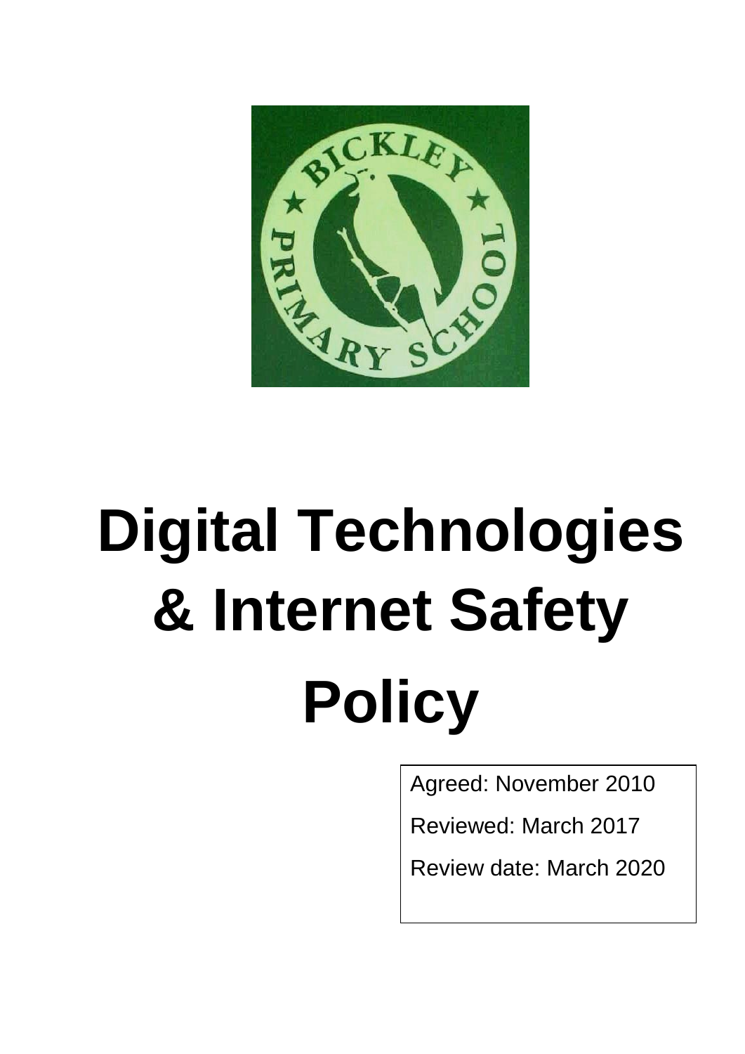# Digital Technologies & Internet Safety Policy

Agreed: November 2010

Reviewed: March 2017

Review date: March 2020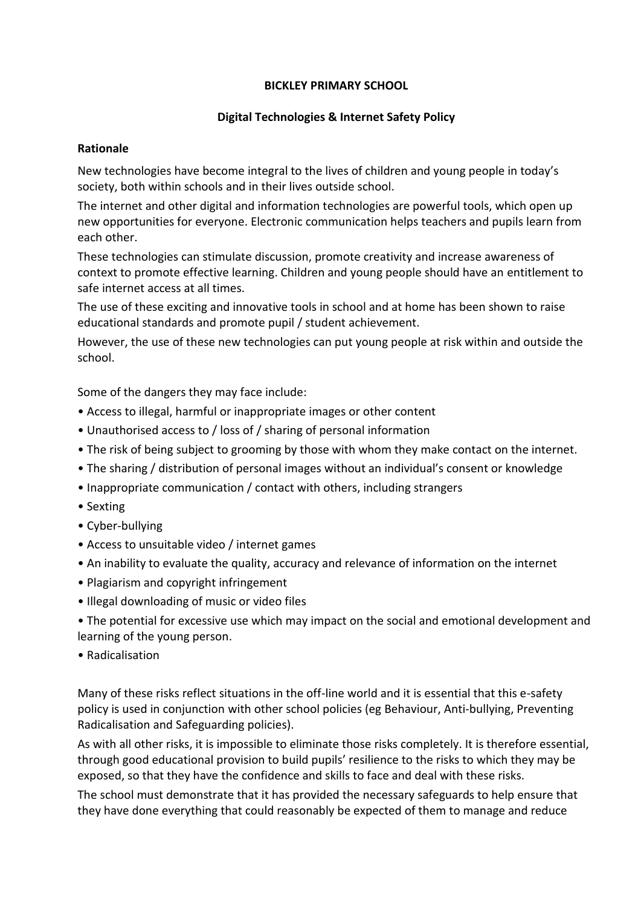**BICKLEY PRIMARY SCHOOL**

**Digital Technologies & Internet Safety Policy**

**Rationale**

New technologies have become integral to the lives of children and young people in today's society, both within schools and in their lives outside school.

The internet and other digital and information technologies are powerful tools, which open up new opportunities for everyone. Electronic communication helps teachers and pupils learn from each other.

These technologies can stimulate discussion, promote creativity and increase awareness of context to promote effective learning. Children and young people should have an entitlement to safe internet access at all times.

The use of these exciting and innovative tools in school and at home has been shown to raise educational standards and promote pupil / student achievement.

However, the use of these new technologies can put young people at risk within and outside the school.

Some of the dangers they may face include:

- Access to illegal, harmful or inappropriate images or other content
- Unauthorised access to / loss of / sharing of personal information
- The risk of being subject to grooming by those with whom they make contact on the internet.
- The sharing / distribution of personal images without an individual's consent or knowledge
- Inappropriate communication / contact with others, including strangers
- Sexting
- Cyber-bullying
- Access to unsuitable video / internet games
- An inability to evaluate the quality, accuracy and relevance of information on the internet
- Plagiarism and copyright infringement
- Illegal downloading of music or video files
- The potential for excessive use which may impact on the social and emotional development and learning of the young person.
- Radicalisation

Many of these risks reflect situations in the off-line world and it is essential that this e-safety policy is used in conjunction with other school policies (eg Behaviour, Anti-bullying, Preventing Radicalisation and Safeguarding policies).

As with all other risks, it is impossible to eliminate those risks completely. It is therefore essential, through good educational provision to build pupils' resilience to the risks to which they may be exposed, so that they have the confidence and skills to face and deal with these risks.

The school must demonstrate that it has provided the necessary safeguards to help ensure that they have done everything that could reasonably be expected of them to manage and reduce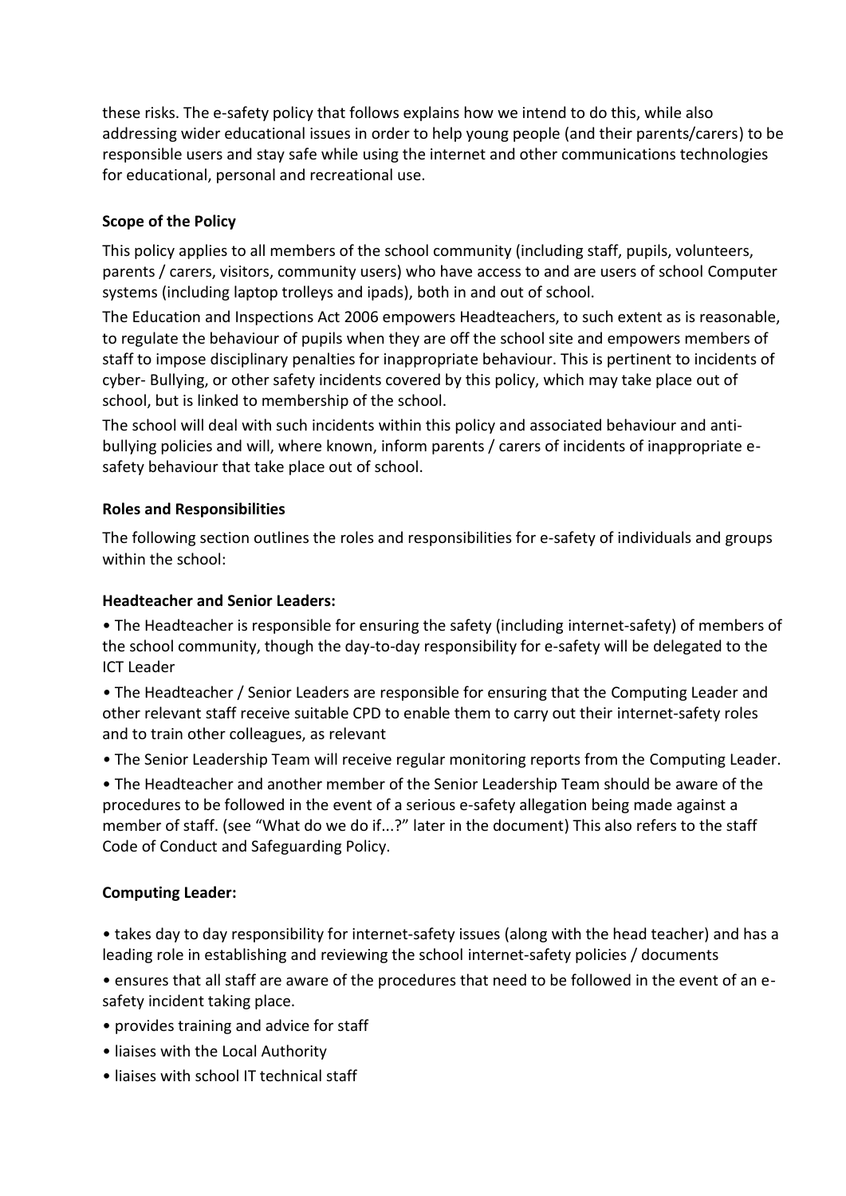these risks. The e-safety policy that follows explains how we intend to do this, while also addressing wider educational issues in order to help young people (and their parents/carers) to be responsible users and stay safe while using the internet and other communications technologies for educational, personal and recreational use.

**Scope of the Policy**

This policy applies to all members of the school community (including staff, pupils, volunteers, parents / carers, visitors, community users) who have access to and are users of school Computer systems (including laptop trolleys and ipads), both in and out of school.

The Education and Inspections Act 2006 empowers Headteachers, to such extent as is reasonable, to regulate the behaviour of pupils when they are off the school site and empowers members of staff to impose disciplinary penalties for inappropriate behaviour. This is pertinent to incidents of cyber- Bullying, or other safety incidents covered by this policy, which may take place out of school, but is linked to membership of the school.

The school will deal with such incidents within this policy and associated behaviour and anti-bullying policies and will, where known, inform parents / carers of incidents of inappropriate e-safety behaviour that take place out of school.

**Roles and Responsibilities**

The following section outlines the roles and responsibilities for e-safety of individuals and groups within the school:

**Headteacher and Senior Leaders:**

- The Headteacher is responsible for ensuring the safety (including internet-safety) of members of the school community, though the day-to-day responsibility for e-safety will be delegated to the ICT Leader
- The Headteacher / Senior Leaders are responsible for ensuring that the Computing Leader and other relevant staff receive suitable CPD to enable them to carry out their internet-safety roles and to train other colleagues, as relevant
- The Senior Leadership Team will receive regular monitoring reports from the Computing Leader.
- The Headteacher and another member of the Senior Leadership Team should be aware of the procedures to be followed in the event of a serious e-safety allegation being made against a member of staff. (see "What do we do if...?" later in the document) This also refers to the staff Code of Conduct and Safeguarding Policy.

**Computing Leader:**

- takes day to day responsibility for internet-safety issues (along with the head teacher) and has a leading role in establishing and reviewing the school internet-safety policies / documents
- ensures that all staff are aware of the procedures that need to be followed in the event of an e-safety incident taking place.
- provides training and advice for staff
- liaises with the Local Authority
- liaises with school IT technical staff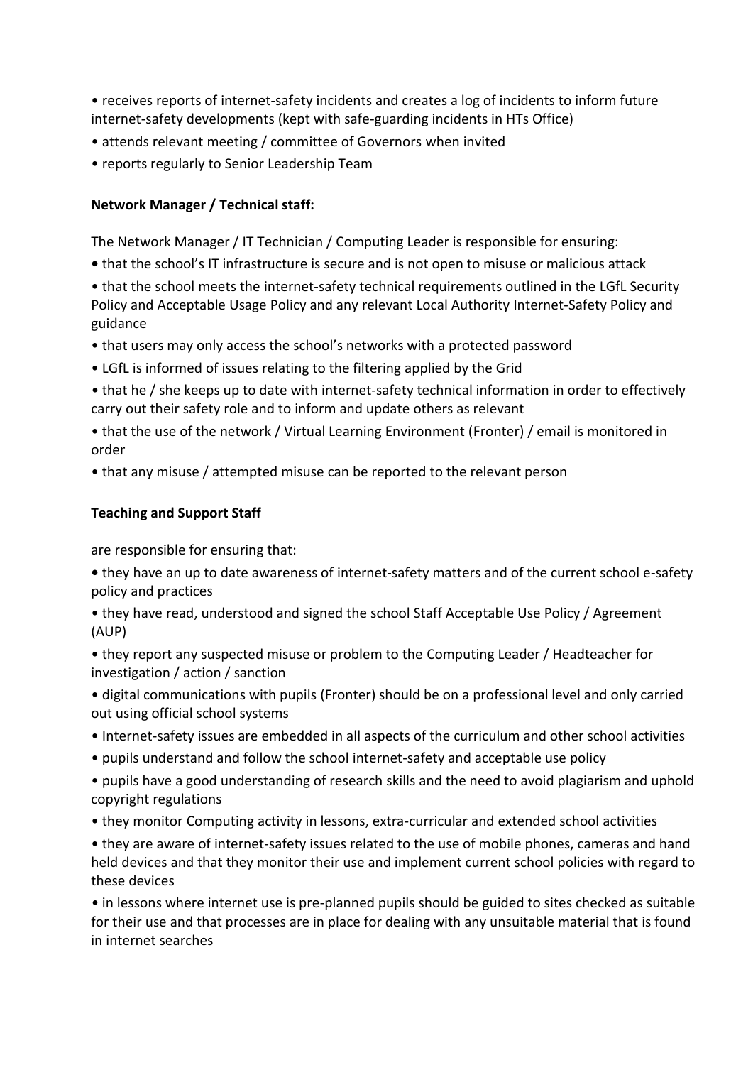- receives reports of internet-safety incidents and creates a log of incidents to inform future internet-safety developments (kept with safe-guarding incidents in HTs Office)
- attends relevant meeting / committee of Governors when invited
- reports regularly to Senior Leadership Team

**Network Manager / Technical staff:**

The Network Manager / IT Technician / Computing Leader is responsible for ensuring:

- that the school's IT infrastructure is secure and is not open to misuse or malicious attack
- that the school meets the internet-safety technical requirements outlined in the LGfL Security Policy and Acceptable Usage Policy and any relevant Local Authority Internet-Safety Policy and guidance
- that users may only access the school's networks with a protected password
- LGfL is informed of issues relating to the filtering applied by the Grid
- that he / she keeps up to date with internet-safety technical information in order to effectively carry out their safety role and to inform and update others as relevant
- that the use of the network / Virtual Learning Environment (Fronter) / email is monitored in order
- that any misuse / attempted misuse can be reported to the relevant person

**Teaching and Support Staff**

are responsible for ensuring that:

- they have an up to date awareness of internet-safety matters and of the current school e-safety policy and practices
- they have read, understood and signed the school Staff Acceptable Use Policy / Agreement (AUP)
- they report any suspected misuse or problem to the Computing Leader / Headteacher for investigation / action / sanction
- digital communications with pupils (Fronter) should be on a professional level and only carried out using official school systems
- Internet-safety issues are embedded in all aspects of the curriculum and other school activities
- pupils understand and follow the school internet-safety and acceptable use policy
- pupils have a good understanding of research skills and the need to avoid plagiarism and uphold copyright regulations
- they monitor Computing activity in lessons, extra-curricular and extended school activities
- they are aware of internet-safety issues related to the use of mobile phones, cameras and hand held devices and that they monitor their use and implement current school policies with regard to these devices
- in lessons where internet use is pre-planned pupils should be guided to sites checked as suitable for their use and that processes are in place for dealing with any unsuitable material that is found in internet searches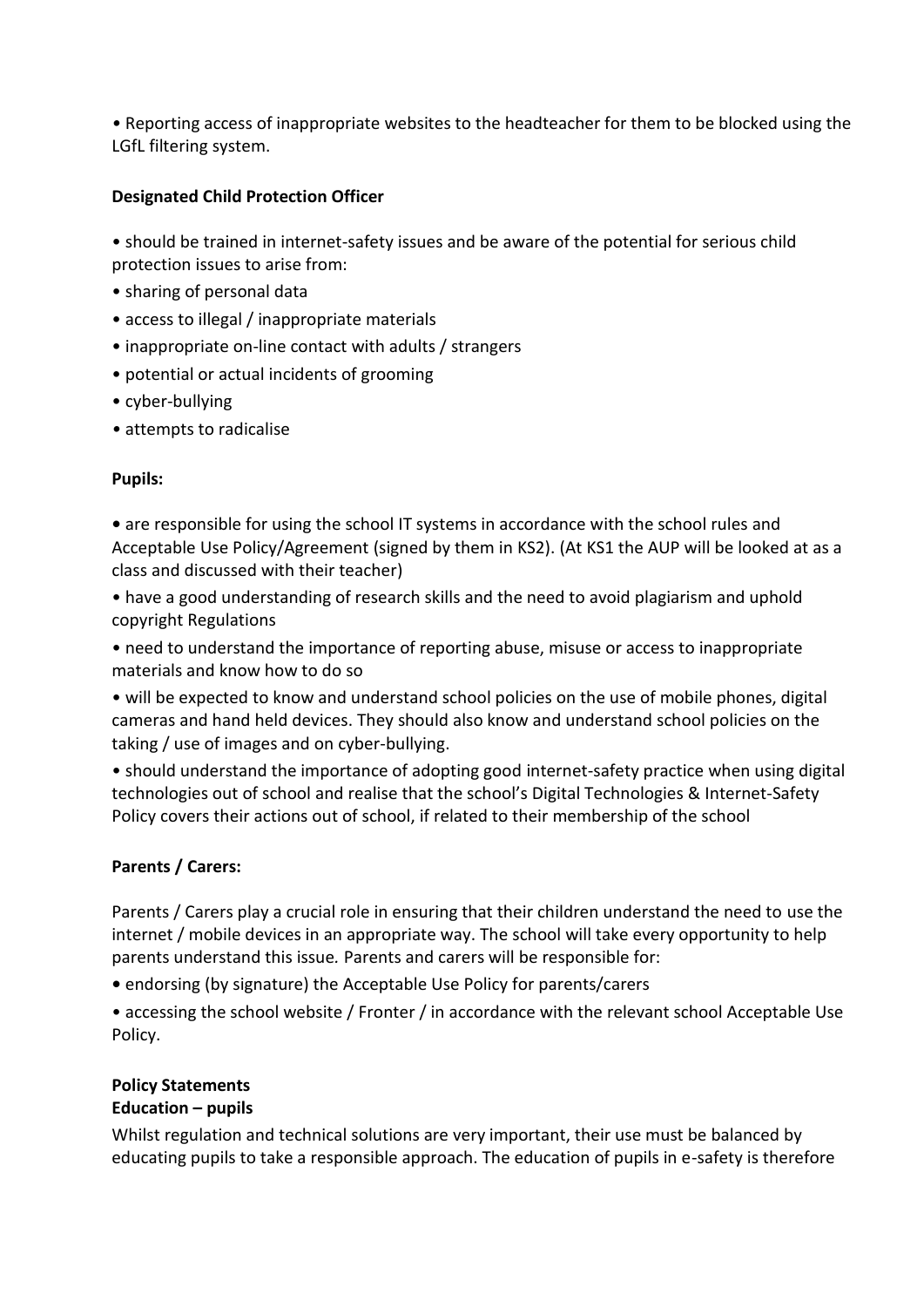• Reporting access of inappropriate websites to the headteacher for them to be blocked using the LGfL filtering system.

**Designated Child Protection Officer**

• should be trained in internet-safety issues and be aware of the potential for serious child protection issues to arise from:
• sharing of personal data
• access to illegal / inappropriate materials
• inappropriate on-line contact with adults / strangers
• potential or actual incidents of grooming
• cyber-bullying
• attempts to radicalise

**Pupils:**

• are responsible for using the school IT systems in accordance with the school rules and Acceptable Use Policy/Agreement (signed by them in KS2). (At KS1 the AUP will be looked at as a class and discussed with their teacher)

• have a good understanding of research skills and the need to avoid plagiarism and uphold copyright Regulations

• need to understand the importance of reporting abuse, misuse or access to inappropriate materials and know how to do so

• will be expected to know and understand school policies on the use of mobile phones, digital cameras and hand held devices. They should also know and understand school policies on the taking / use of images and on cyber-bullying.

• should understand the importance of adopting good internet-safety practice when using digital technologies out of school and realise that the school's Digital Technologies & Internet-Safety Policy covers their actions out of school, if related to their membership of the school

**Parents / Carers:**

Parents / Carers play a crucial role in ensuring that their children understand the need to use the internet / mobile devices in an appropriate way. The school will take every opportunity to help parents understand this issue. Parents and carers will be responsible for:

• endorsing (by signature) the Acceptable Use Policy for parents/carers

• accessing the school website / Fronter / in accordance with the relevant school Acceptable Use Policy.

**Policy Statements**
**Education – pupils**

Whilst regulation and technical solutions are very important, their use must be balanced by educating pupils to take a responsible approach. The education of pupils in e-safety is therefore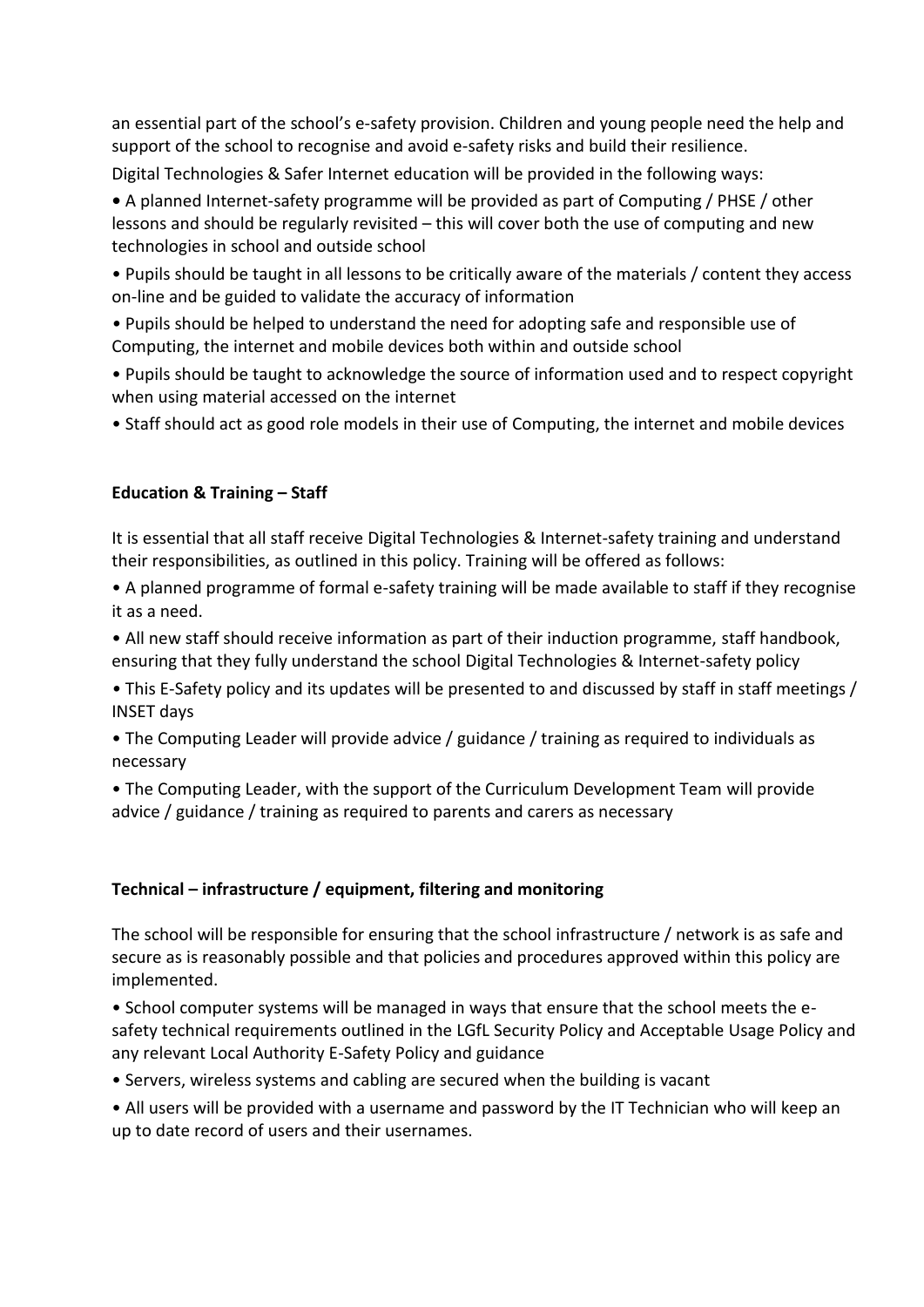an essential part of the school's e-safety provision. Children and young people need the help and support of the school to recognise and avoid e-safety risks and build their resilience.

Digital Technologies & Safer Internet education will be provided in the following ways:

- A planned Internet-safety programme will be provided as part of Computing / PHSE / other lessons and should be regularly revisited – this will cover both the use of computing and new technologies in school and outside school
- Pupils should be taught in all lessons to be critically aware of the materials / content they access on-line and be guided to validate the accuracy of information
- Pupils should be helped to understand the need for adopting safe and responsible use of Computing, the internet and mobile devices both within and outside school
- Pupils should be taught to acknowledge the source of information used and to respect copyright when using material accessed on the internet
- Staff should act as good role models in their use of Computing, the internet and mobile devices

**Education & Training – Staff**

It is essential that all staff receive Digital Technologies & Internet-safety training and understand their responsibilities, as outlined in this policy. Training will be offered as follows:

- A planned programme of formal e-safety training will be made available to staff if they recognise it as a need.
- All new staff should receive information as part of their induction programme, staff handbook, ensuring that they fully understand the school Digital Technologies & Internet-safety policy
- This E-Safety policy and its updates will be presented to and discussed by staff in staff meetings / INSET days
- The Computing Leader will provide advice / guidance / training as required to individuals as necessary
- The Computing Leader, with the support of the Curriculum Development Team will provide advice / guidance / training as required to parents and carers as necessary

**Technical – infrastructure / equipment, filtering and monitoring**

The school will be responsible for ensuring that the school infrastructure / network is as safe and secure as is reasonably possible and that policies and procedures approved within this policy are implemented.

- School computer systems will be managed in ways that ensure that the school meets the e-safety technical requirements outlined in the LGfL Security Policy and Acceptable Usage Policy and any relevant Local Authority E-Safety Policy and guidance
- Servers, wireless systems and cabling are secured when the building is vacant
- All users will be provided with a username and password by the IT Technician who will keep an up to date record of users and their usernames.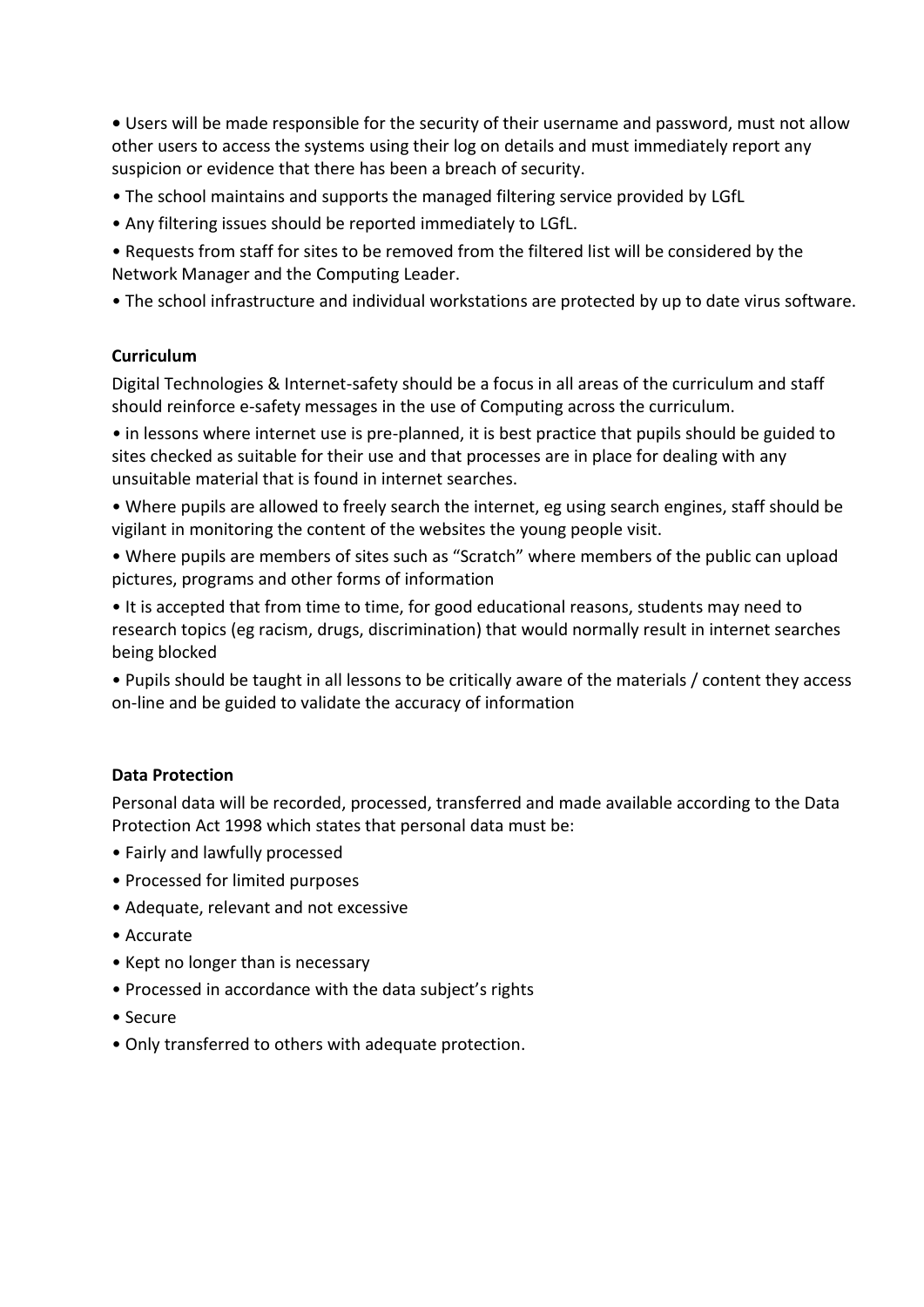- Users will be made responsible for the security of their username and password, must not allow other users to access the systems using their log on details and must immediately report any suspicion or evidence that there has been a breach of security.
- The school maintains and supports the managed filtering service provided by LGfL
- Any filtering issues should be reported immediately to LGfL.
- Requests from staff for sites to be removed from the filtered list will be considered by the Network Manager and the Computing Leader.
- The school infrastructure and individual workstations are protected by up to date virus software.

**Curriculum**

Digital Technologies & Internet-safety should be a focus in all areas of the curriculum and staff should reinforce e-safety messages in the use of Computing across the curriculum.

- in lessons where internet use is pre-planned, it is best practice that pupils should be guided to sites checked as suitable for their use and that processes are in place for dealing with any unsuitable material that is found in internet searches.
- Where pupils are allowed to freely search the internet, eg using search engines, staff should be vigilant in monitoring the content of the websites the young people visit.
- Where pupils are members of sites such as “Scratch” where members of the public can upload pictures, programs and other forms of information
- It is accepted that from time to time, for good educational reasons, students may need to research topics (eg racism, drugs, discrimination) that would normally result in internet searches being blocked
- Pupils should be taught in all lessons to be critically aware of the materials / content they access on-line and be guided to validate the accuracy of information

**Data Protection**

Personal data will be recorded, processed, transferred and made available according to the Data Protection Act 1998 which states that personal data must be:

- Fairly and lawfully processed
- Processed for limited purposes
- Adequate, relevant and not excessive
- Accurate
- Kept no longer than is necessary
- Processed in accordance with the data subject’s rights
- Secure
- Only transferred to others with adequate protection.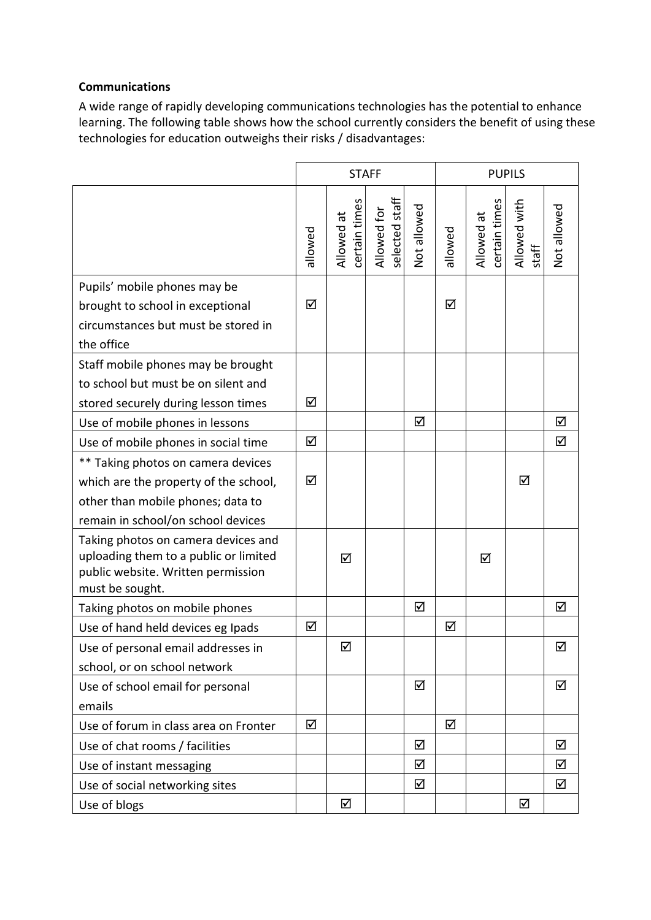**Communications**

A wide range of rapidly developing communications technologies has the potential to enhance learning. The following table shows how the school currently considers the benefit of using these technologies for education outweighs their risks / disadvantages:

| | STAFF | | | | PUPILS | | | |
|---|---|---|---|---|---|---|---|---|
| | allowed | Allowed at certain times | Allowed for selected staff | Not allowed | allowed | Allowed at certain times | Allowed with staff | Not allowed |
| Pupils' mobile phones may be brought to school in exceptional circumstances but must be stored in the office | ☑ | | | | ☑ | | | |
| Staff mobile phones may be brought to school but must be on silent and stored securely during lesson times | ☑ | | | | | | | |
| Use of mobile phones in lessons | | | | ☑ | | | | ☑ |
| Use of mobile phones in social time | ☑ | | | | | | | ☑ |
| ** Taking photos on camera devices which are the property of the school, other than mobile phones; data to remain in school/on school devices | ☑ | | | | | | ☑ | |
| Taking photos on camera devices and uploading them to a public or limited public website. Written permission must be sought. | | ☑ | | | | ☑ | | |
| Taking photos on mobile phones | | | | ☑ | | | | ☑ |
| Use of hand held devices eg Ipads | ☑ | | | | ☑ | | | |
| Use of personal email addresses in school, or on school network | | ☑ | | | | | | ☑ |
| Use of school email for personal emails | | | | ☑ | | | | ☑ |
| Use of forum in class area on Fronter | ☑ | | | | ☑ | | | |
| Use of chat rooms / facilities | | | | ☑ | | | | ☑ |
| Use of instant messaging | | | | ☑ | | | | ☑ |
| Use of social networking sites | | | | ☑ | | | | ☑ |
| Use of blogs | | ☑ | | | | | ☑ | |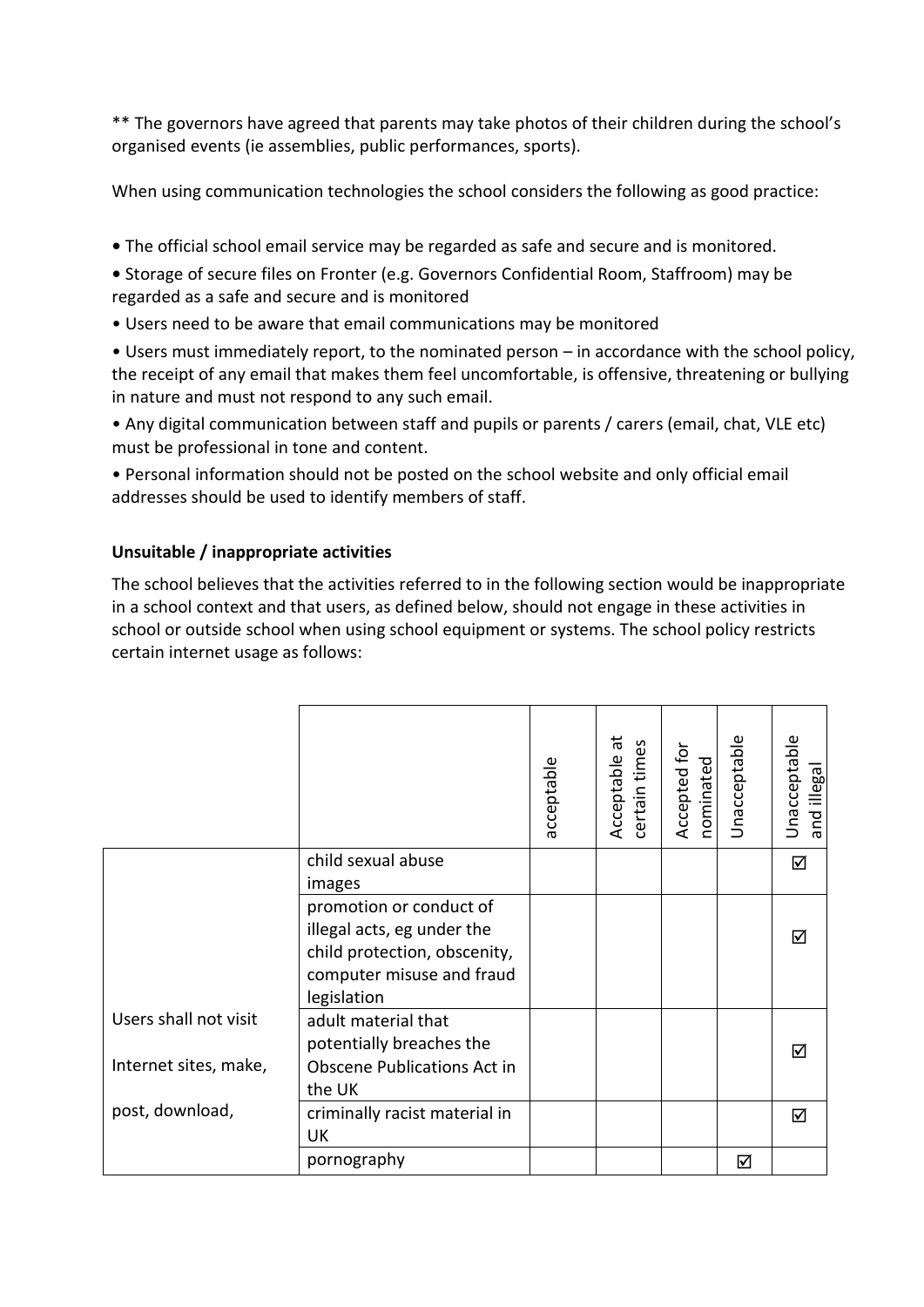** The governors have agreed that parents may take photos of their children during the school's organised events (ie assemblies, public performances, sports).

When using communication technologies the school considers the following as good practice:

- The official school email service may be regarded as safe and secure and is monitored.
- Storage of secure files on Fronter (e.g. Governors Confidential Room, Staffroom) may be regarded as a safe and secure and is monitored
- Users need to be aware that email communications may be monitored
- Users must immediately report, to the nominated person – in accordance with the school policy, the receipt of any email that makes them feel uncomfortable, is offensive, threatening or bullying in nature and must not respond to any such email.
- Any digital communication between staff and pupils or parents / carers (email, chat, VLE etc) must be professional in tone and content.
- Personal information should not be posted on the school website and only official email addresses should be used to identify members of staff.

**Unsuitable / inappropriate activities**

The school believes that the activities referred to in the following section would be inappropriate in a school context and that users, as defined below, should not engage in these activities in school or outside school when using school equipment or systems. The school policy restricts certain internet usage as follows:

| | | acceptable | Acceptable at certain times | Accepted for nominated | Unacceptable | Unacceptable and illegal |
|---|---|---|---|---|---|---|
| Users shall not visit Internet sites, make, post, download, | child sexual abuse images | | | | | ☑ |
| | promotion or conduct of illegal acts, eg under the child protection, obscenity, computer misuse and fraud legislation | | | | | ☑ |
| | adult material that potentially breaches the Obscene Publications Act in the UK | | | | | ☑ |
| | criminally racist material in UK | | | | | ☑ |
| | pornography | | | | ☑ | |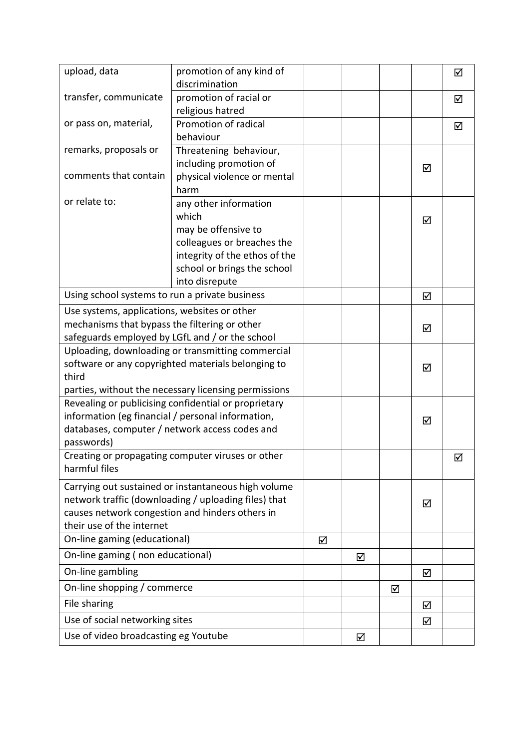| | | | | | | |
|---|---|---|---|---|---|---|
| upload, data transfer, communicate or pass on, material, remarks, proposals or comments that contain or relate to: | promotion of any kind of discrimination | | | | | ☑ |
| | promotion of racial or religious hatred | | | | | ☑ |
| | Promotion of radical behaviour | | | | | ☑ |
| | Threatening behaviour, including promotion of physical violence or mental harm | | | | ☑ | |
| | any other information which may be offensive to colleagues or breaches the integrity of the ethos of the school or brings the school into disrepute | | | | ☑ | |
| Using school systems to run a private business | | | | | ☑ | |
| Use systems, applications, websites or other mechanisms that bypass the filtering or other safeguards employed by LGfL and / or the school | | | | | ☑ | |
| Uploading, downloading or transmitting commercial software or any copyrighted materials belonging to third parties, without the necessary licensing permissions | | | | | ☑ | |
| Revealing or publicising confidential or proprietary information (eg financial / personal information, databases, computer / network access codes and passwords) | | | | | ☑ | |
| Creating or propagating computer viruses or other harmful files | | | | | | ☑ |
| Carrying out sustained or instantaneous high volume network traffic (downloading / uploading files) that causes network congestion and hinders others in their use of the internet | | | | | ☑ | |
| On-line gaming (educational) | | ☑ | | | | |
| On-line gaming ( non educational) | | | ☑ | | | |
| On-line gambling | | | | | ☑ | |
| On-line shopping / commerce | | | | ☑ | | |
| File sharing | | | | | ☑ | |
| Use of social networking sites | | | | | ☑ | |
| Use of video broadcasting eg Youtube | | | ☑ | | | |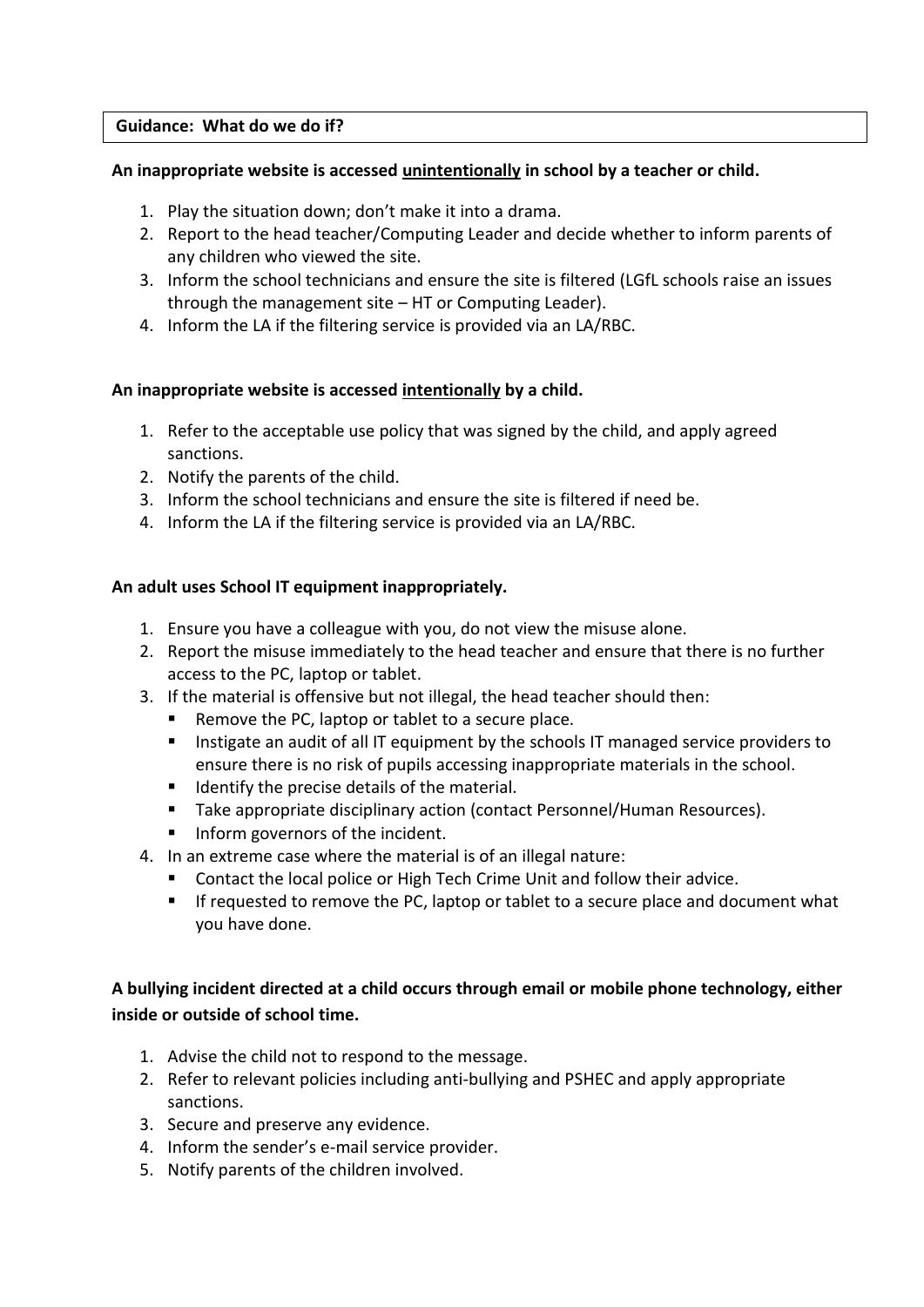## Guidance: What do we do if?

**An inappropriate website is accessed <u>unintentionally</u> in school by a teacher or child.**

1. Play the situation down; don't make it into a drama.
2. Report to the head teacher/Computing Leader and decide whether to inform parents of any children who viewed the site.
3. Inform the school technicians and ensure the site is filtered (LGfL schools raise an issues through the management site – HT or Computing Leader).
4. Inform the LA if the filtering service is provided via an LA/RBC.

**An inappropriate website is accessed <u>intentionally</u> by a child.**

1. Refer to the acceptable use policy that was signed by the child, and apply agreed sanctions.
2. Notify the parents of the child.
3. Inform the school technicians and ensure the site is filtered if need be.
4. Inform the LA if the filtering service is provided via an LA/RBC.

**An adult uses School IT equipment inappropriately.**

1. Ensure you have a colleague with you, do not view the misuse alone.
2. Report the misuse immediately to the head teacher and ensure that there is no further access to the PC, laptop or tablet.
3. If the material is offensive but not illegal, the head teacher should then:
   - Remove the PC, laptop or tablet to a secure place.
   - Instigate an audit of all IT equipment by the schools IT managed service providers to ensure there is no risk of pupils accessing inappropriate materials in the school.
   - Identify the precise details of the material.
   - Take appropriate disciplinary action (contact Personnel/Human Resources).
   - Inform governors of the incident.
4. In an extreme case where the material is of an illegal nature:
   - Contact the local police or High Tech Crime Unit and follow their advice.
   - If requested to remove the PC, laptop or tablet to a secure place and document what you have done.

**A bullying incident directed at a child occurs through email or mobile phone technology, either inside or outside of school time.**

1. Advise the child not to respond to the message.
2. Refer to relevant policies including anti-bullying and PSHEC and apply appropriate sanctions.
3. Secure and preserve any evidence.
4. Inform the sender's e-mail service provider.
5. Notify parents of the children involved.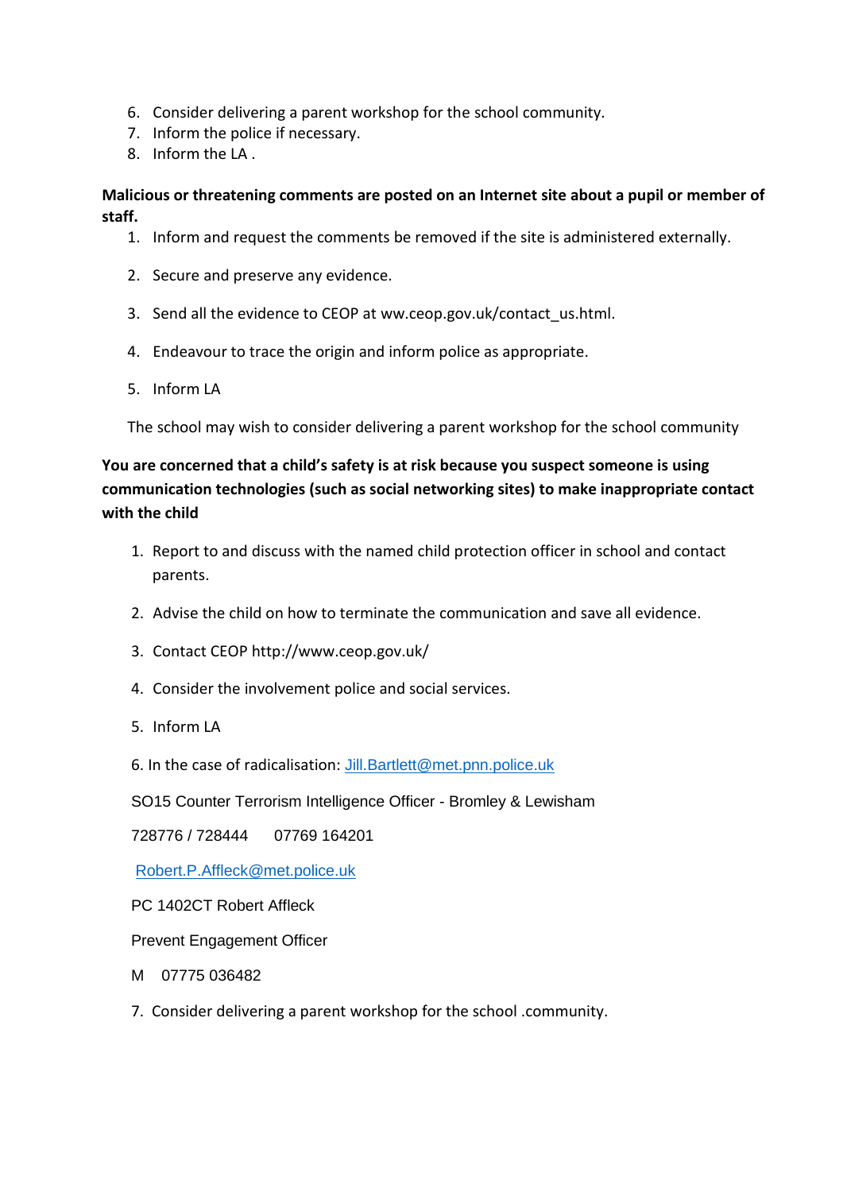6. Consider delivering a parent workshop for the school community.
7. Inform the police if necessary.
8. Inform the LA .

**Malicious or threatening comments are posted on an Internet site about a pupil or member of staff.**

1. Inform and request the comments be removed if the site is administered externally.
2. Secure and preserve any evidence.
3. Send all the evidence to CEOP at ww.ceop.gov.uk/contact_us.html.
4. Endeavour to trace the origin and inform police as appropriate.
5. Inform LA

The school may wish to consider delivering a parent workshop for the school community

**You are concerned that a child's safety is at risk because you suspect someone is using communication technologies (such as social networking sites) to make inappropriate contact with the child**

1. Report to and discuss with the named child protection officer in school and contact parents.
2. Advise the child on how to terminate the communication and save all evidence.
3. Contact CEOP http://www.ceop.gov.uk/
4. Consider the involvement police and social services.
5. Inform LA
6. In the case of radicalisation: Jill.Bartlett@met.pnn.police.uk

SO15 Counter Terrorism Intelligence Officer - Bromley & Lewisham

728776 / 728444 07769 164201

Robert.P.Affleck@met.police.uk

PC 1402CT Robert Affleck

Prevent Engagement Officer

M 07775 036482

7. Consider delivering a parent workshop for the school .community.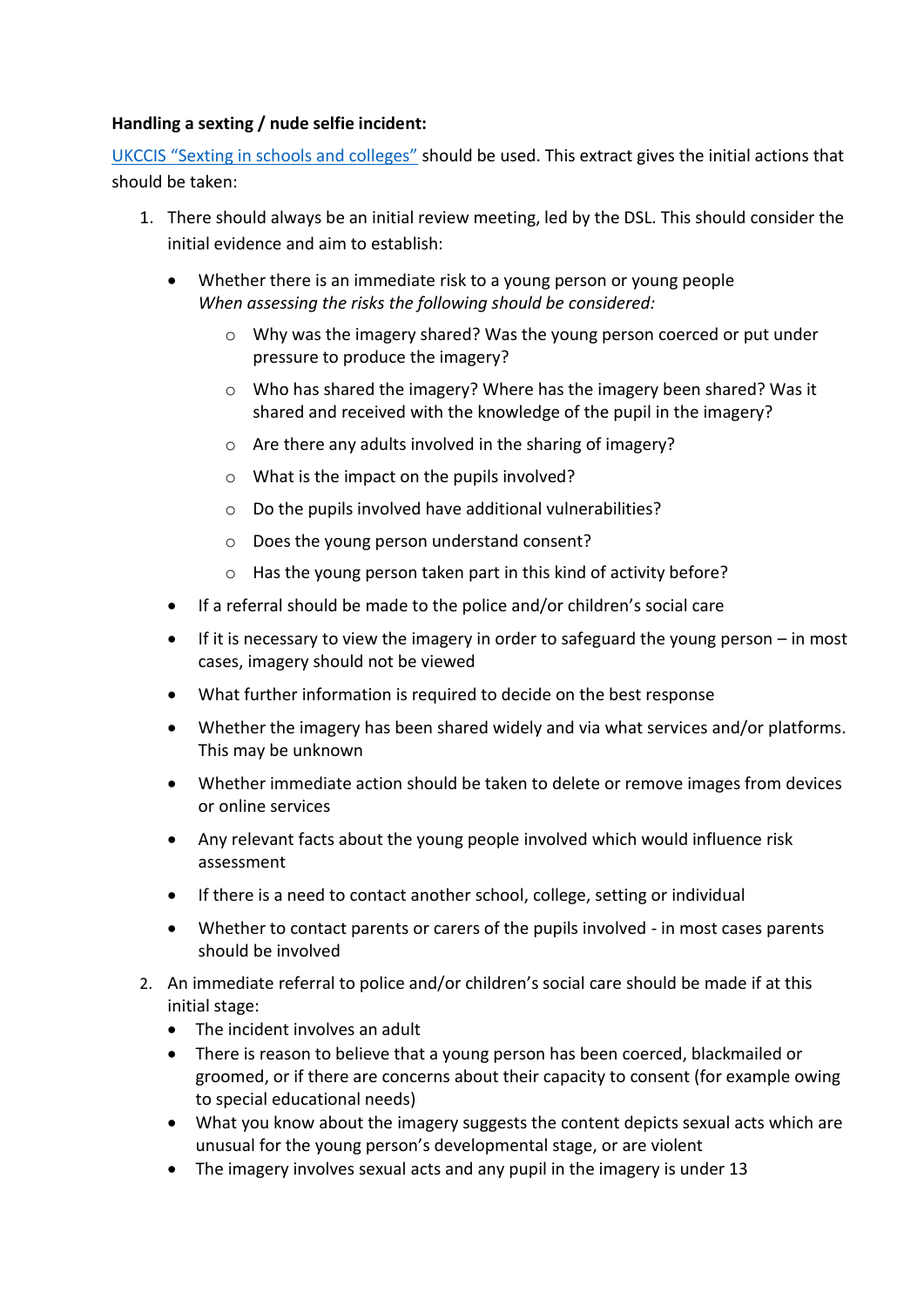**Handling a sexting / nude selfie incident:**

UKCCIS "Sexting in schools and colleges" should be used. This extract gives the initial actions that should be taken:

1. There should always be an initial review meeting, led by the DSL. This should consider the initial evidence and aim to establish:
   - Whether there is an immediate risk to a young person or young people
     *When assessing the risks the following should be considered:*
     - Why was the imagery shared? Was the young person coerced or put under pressure to produce the imagery?
     - Who has shared the imagery? Where has the imagery been shared? Was it shared and received with the knowledge of the pupil in the imagery?
     - Are there any adults involved in the sharing of imagery?
     - What is the impact on the pupils involved?
     - Do the pupils involved have additional vulnerabilities?
     - Does the young person understand consent?
     - Has the young person taken part in this kind of activity before?
   - If a referral should be made to the police and/or children's social care
   - If it is necessary to view the imagery in order to safeguard the young person – in most cases, imagery should not be viewed
   - What further information is required to decide on the best response
   - Whether the imagery has been shared widely and via what services and/or platforms. This may be unknown
   - Whether immediate action should be taken to delete or remove images from devices or online services
   - Any relevant facts about the young people involved which would influence risk assessment
   - If there is a need to contact another school, college, setting or individual
   - Whether to contact parents or carers of the pupils involved - in most cases parents should be involved
2. An immediate referral to police and/or children's social care should be made if at this initial stage:
   - The incident involves an adult
   - There is reason to believe that a young person has been coerced, blackmailed or groomed, or if there are concerns about their capacity to consent (for example owing to special educational needs)
   - What you know about the imagery suggests the content depicts sexual acts which are unusual for the young person's developmental stage, or are violent
   - The imagery involves sexual acts and any pupil in the imagery is under 13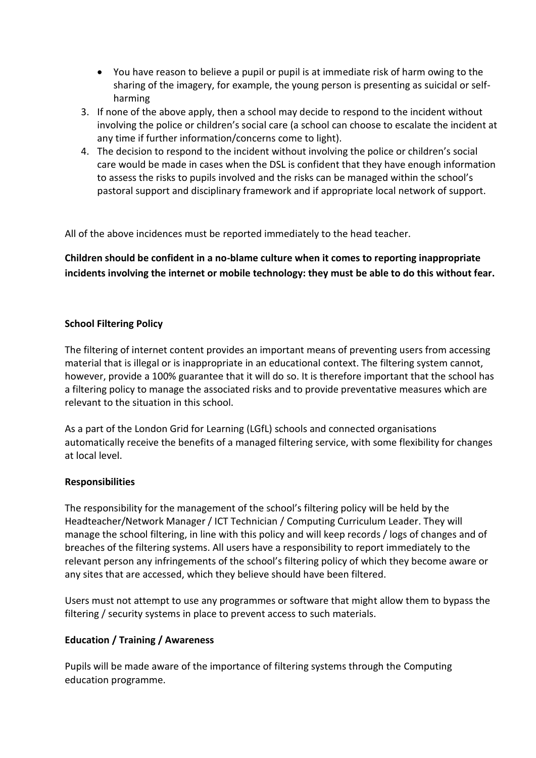- You have reason to believe a pupil or pupil is at immediate risk of harm owing to the sharing of the imagery, for example, the young person is presenting as suicidal or self-harming

3. If none of the above apply, then a school may decide to respond to the incident without involving the police or children's social care (a school can choose to escalate the incident at any time if further information/concerns come to light).
4. The decision to respond to the incident without involving the police or children's social care would be made in cases when the DSL is confident that they have enough information to assess the risks to pupils involved and the risks can be managed within the school's pastoral support and disciplinary framework and if appropriate local network of support.

All of the above incidences must be reported immediately to the head teacher.

**Children should be confident in a no-blame culture when it comes to reporting inappropriate incidents involving the internet or mobile technology: they must be able to do this without fear.**

**School Filtering Policy**

The filtering of internet content provides an important means of preventing users from accessing material that is illegal or is inappropriate in an educational context. The filtering system cannot, however, provide a 100% guarantee that it will do so. It is therefore important that the school has a filtering policy to manage the associated risks and to provide preventative measures which are relevant to the situation in this school.

As a part of the London Grid for Learning (LGfL) schools and connected organisations automatically receive the benefits of a managed filtering service, with some flexibility for changes at local level.

**Responsibilities**

The responsibility for the management of the school's filtering policy will be held by the Headteacher/Network Manager / ICT Technician / Computing Curriculum Leader. They will manage the school filtering, in line with this policy and will keep records / logs of changes and of breaches of the filtering systems. All users have a responsibility to report immediately to the relevant person any infringements of the school's filtering policy of which they become aware or any sites that are accessed, which they believe should have been filtered.

Users must not attempt to use any programmes or software that might allow them to bypass the filtering / security systems in place to prevent access to such materials.

**Education / Training / Awareness**

Pupils will be made aware of the importance of filtering systems through the Computing education programme.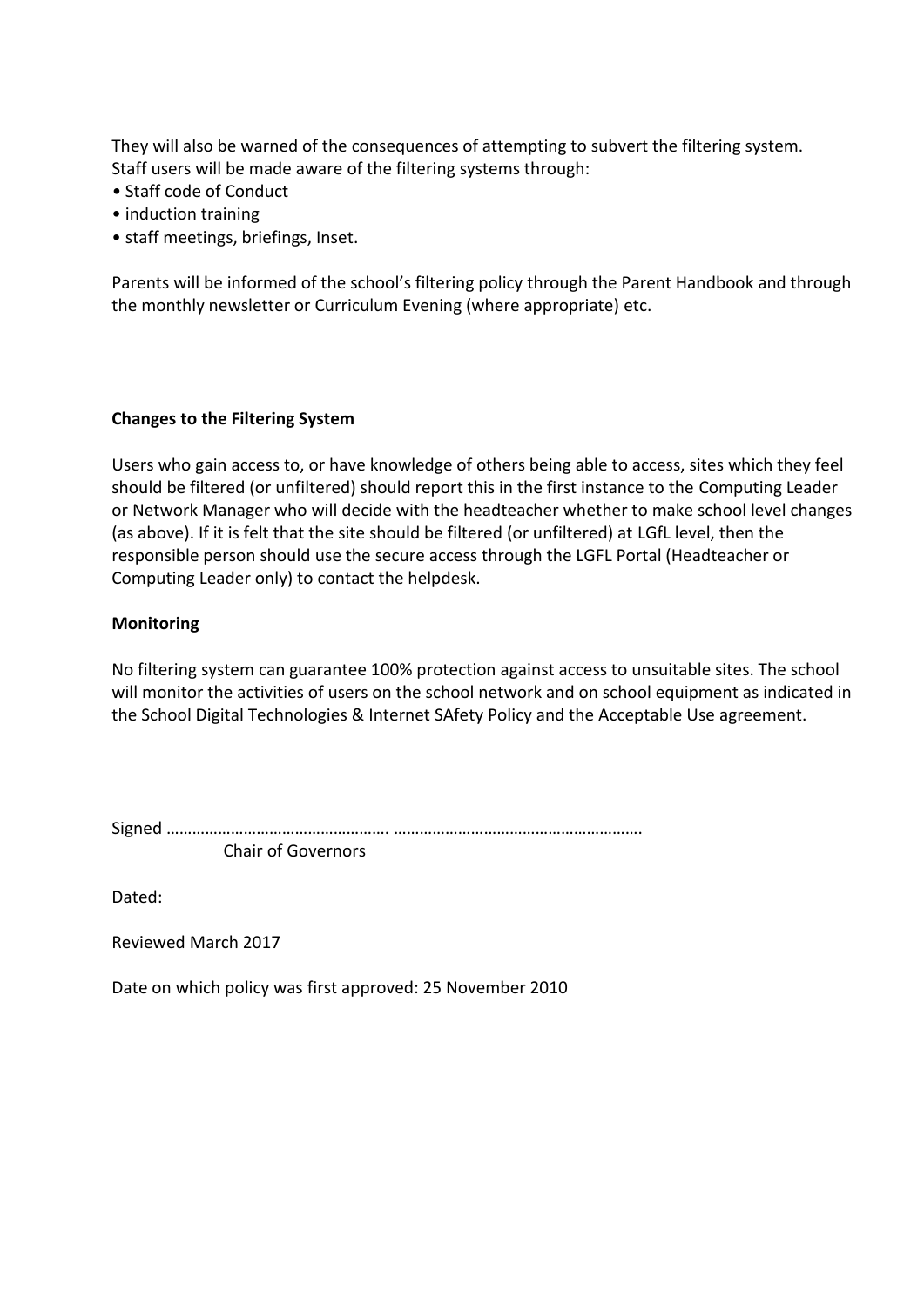They will also be warned of the consequences of attempting to subvert the filtering system.
Staff users will be made aware of the filtering systems through:

- Staff code of Conduct
- induction training
- staff meetings, briefings, Inset.

Parents will be informed of the school's filtering policy through the Parent Handbook and through the monthly newsletter or Curriculum Evening (where appropriate) etc.

**Changes to the Filtering System**

Users who gain access to, or have knowledge of others being able to access, sites which they feel should be filtered (or unfiltered) should report this in the first instance to the Computing Leader or Network Manager who will decide with the headteacher whether to make school level changes (as above). If it is felt that the site should be filtered (or unfiltered) at LGfL level, then the responsible person should use the secure access through the LGFL Portal (Headteacher or Computing Leader only) to contact the helpdesk.

**Monitoring**

No filtering system can guarantee 100% protection against access to unsuitable sites. The school will monitor the activities of users on the school network and on school equipment as indicated in the School Digital Technologies & Internet SAfety Policy and the Acceptable Use agreement.

Signed ……………………………………………. …………………………………………………

Chair of Governors

Dated:

Reviewed March 2017

Date on which policy was first approved: 25 November 2010